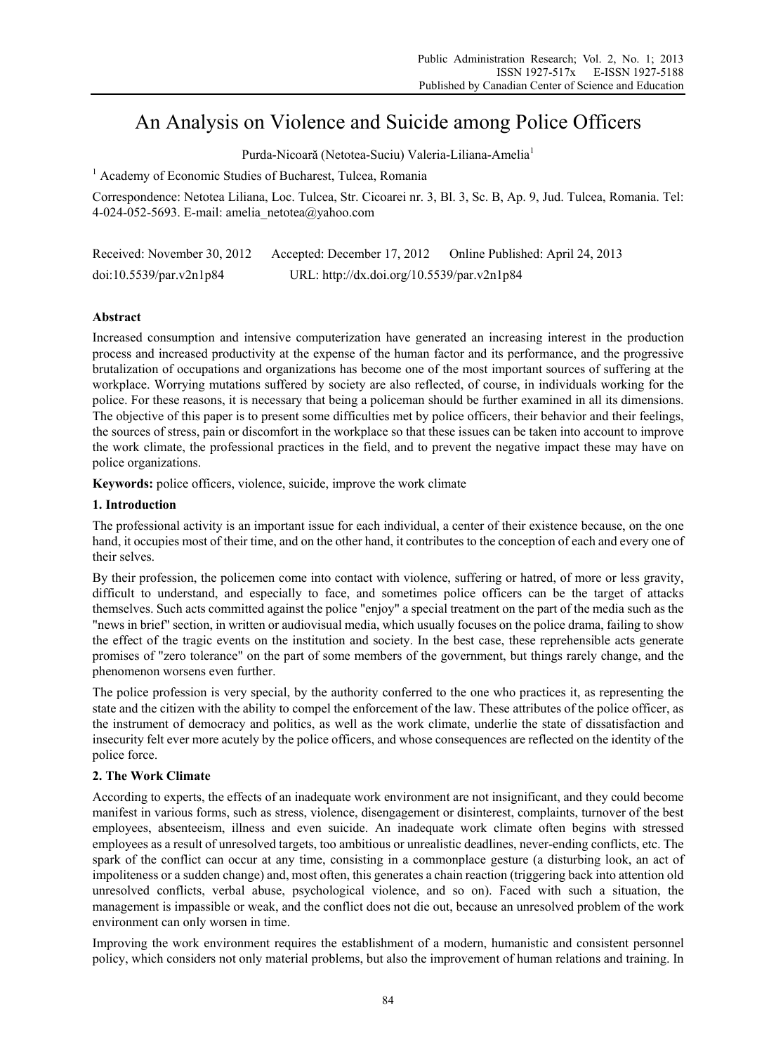# An Analysis on Violence and Suicide among Police Officers

Purda-Nicoară (Netotea-Suciu) Valeria-Liliana-Amelia[1]

[1] Academy of Economic Studies of Bucharest, Tulcea, Romania

Correspondence: Netotea Liliana, Loc. Tulcea, Str. Cicoarei nr. 3, Bl. 3, Sc. B, Ap. 9, Jud. Tulcea, Romania. Tel: 4-024-052-5693. E-mail: amelia_netotea@yahoo.com

Received: November 30, 2012 Accepted: December 17, 2012 Online Published: April 24, 2013

doi:10.5539/par.v2n1p84 URL: http://dx.doi.org/10.5539/par.v2n1p84

## Abstract

Increased consumption and intensive computerization have generated an increasing interest in the production process and increased productivity at the expense of the human factor and its performance, and the progressive brutalization of occupations and organizations has become one of the most important sources of suffering at the workplace. Worrying mutations suffered by society are also reflected, of course, in individuals working for the police. For these reasons, it is necessary that being a policeman should be further examined in all its dimensions. The objective of this paper is to present some difficulties met by police officers, their behavior and their feelings, the sources of stress, pain or discomfort in the workplace so that these issues can be taken into account to improve the work climate, the professional practices in the field, and to prevent the negative impact these may have on police organizations.

**Keywords:** police officers, violence, suicide, improve the work climate

## 1. Introduction

The professional activity is an important issue for each individual, a center of their existence because, on the one hand, it occupies most of their time, and on the other hand, it contributes to the conception of each and every one of their selves.

By their profession, the policemen come into contact with violence, suffering or hatred, of more or less gravity, difficult to understand, and especially to face, and sometimes police officers can be the target of attacks themselves. Such acts committed against the police "enjoy" a special treatment on the part of the media such as the "news in brief" section, in written or audiovisual media, which usually focuses on the police drama, failing to show the effect of the tragic events on the institution and society. In the best case, these reprehensible acts generate promises of "zero tolerance" on the part of some members of the government, but things rarely change, and the phenomenon worsens even further.

The police profession is very special, by the authority conferred to the one who practices it, as representing the state and the citizen with the ability to compel the enforcement of the law. These attributes of the police officer, as the instrument of democracy and politics, as well as the work climate, underlie the state of dissatisfaction and insecurity felt ever more acutely by the police officers, and whose consequences are reflected on the identity of the police force.

## 2. The Work Climate

According to experts, the effects of an inadequate work environment are not insignificant, and they could become manifest in various forms, such as stress, violence, disengagement or disinterest, complaints, turnover of the best employees, absenteeism, illness and even suicide. An inadequate work climate often begins with stressed employees as a result of unresolved targets, too ambitious or unrealistic deadlines, never-ending conflicts, etc. The spark of the conflict can occur at any time, consisting in a commonplace gesture (a disturbing look, an act of impoliteness or a sudden change) and, most often, this generates a chain reaction (triggering back into attention old unresolved conflicts, verbal abuse, psychological violence, and so on). Faced with such a situation, the management is impassible or weak, and the conflict does not die out, because an unresolved problem of the work environment can only worsen in time.

Improving the work environment requires the establishment of a modern, humanistic and consistent personnel policy, which considers not only material problems, but also the improvement of human relations and training. In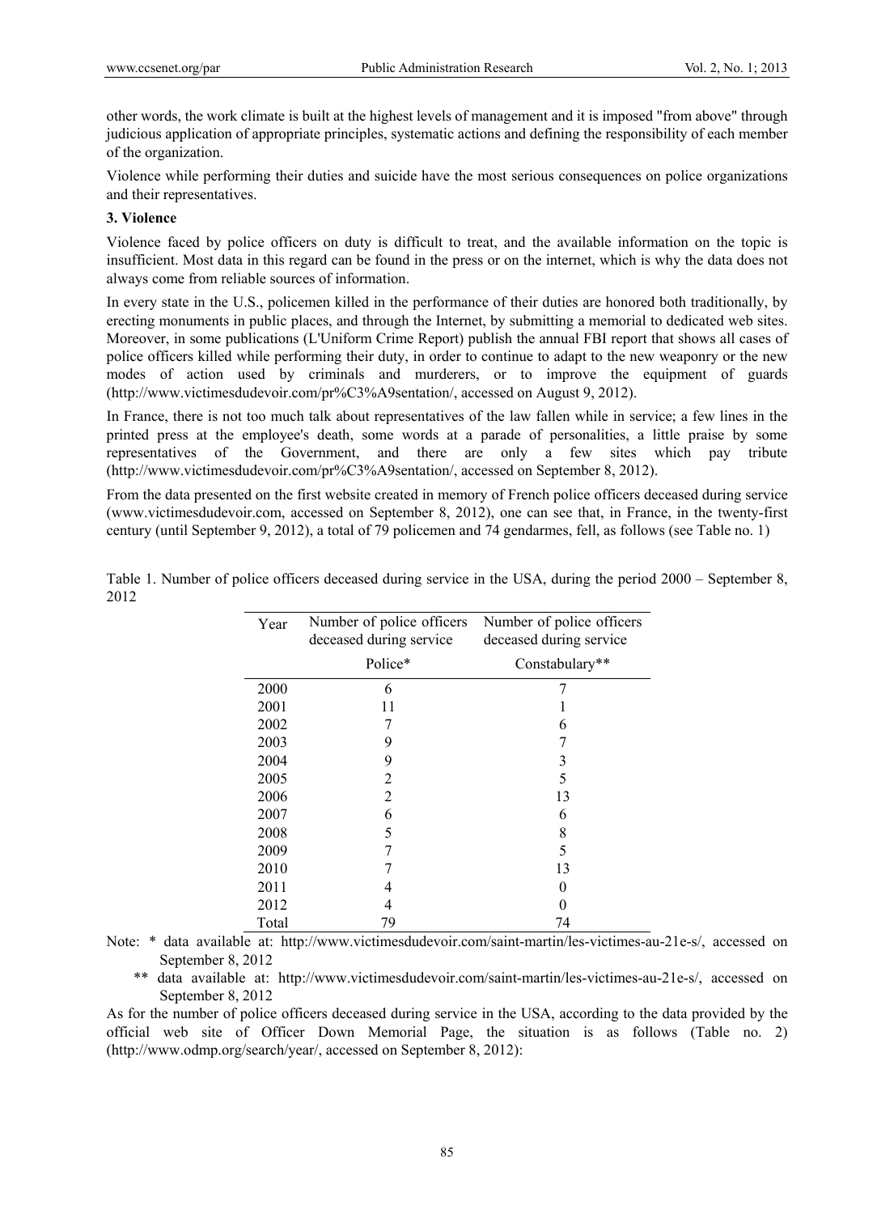other words, the work climate is built at the highest levels of management and it is imposed "from above" through judicious application of appropriate principles, systematic actions and defining the responsibility of each member of the organization.

Violence while performing their duties and suicide have the most serious consequences on police organizations and their representatives.

**3. Violence**

Violence faced by police officers on duty is difficult to treat, and the available information on the topic is insufficient. Most data in this regard can be found in the press or on the internet, which is why the data does not always come from reliable sources of information.

In every state in the U.S., policemen killed in the performance of their duties are honored both traditionally, by erecting monuments in public places, and through the Internet, by submitting a memorial to dedicated web sites. Moreover, in some publications (L'Uniform Crime Report) publish the annual FBI report that shows all cases of police officers killed while performing their duty, in order to continue to adapt to the new weaponry or the new modes of action used by criminals and murderers, or to improve the equipment of guards (http://www.victimesdudevoir.com/pr%C3%A9sentation/, accessed on August 9, 2012).

In France, there is not too much talk about representatives of the law fallen while in service; a few lines in the printed press at the employee's death, some words at a parade of personalities, a little praise by some representatives of the Government, and there are only a few sites which pay tribute (http://www.victimesdudevoir.com/pr%C3%A9sentation/, accessed on September 8, 2012).

From the data presented on the first website created in memory of French police officers deceased during service (www.victimesdudevoir.com, accessed on September 8, 2012), one can see that, in France, in the twenty-first century (until September 9, 2012), a total of 79 policemen and 74 gendarmes, fell, as follows (see Table no. 1)

Table 1. Number of police officers deceased during service in the USA, during the period 2000 – September 8, 2012

| Year | Number of police officers deceased during service | Number of police officers deceased during service |
|---|---|---|
| | Police* | Constabulary** |
| 2000 | 6 | 7 |
| 2001 | 11 | 1 |
| 2002 | 7 | 6 |
| 2003 | 9 | 7 |
| 2004 | 9 | 3 |
| 2005 | 2 | 5 |
| 2006 | 2 | 13 |
| 2007 | 6 | 6 |
| 2008 | 5 | 8 |
| 2009 | 7 | 5 |
| 2010 | 7 | 13 |
| 2011 | 4 | 0 |
| 2012 | 4 | 0 |
| Total | 79 | 74 |

Note: * data available at: http://www.victimesdudevoir.com/saint-martin/les-victimes-au-21e-s/, accessed on September 8, 2012

** data available at: http://www.victimesdudevoir.com/saint-martin/les-victimes-au-21e-s/, accessed on September 8, 2012

As for the number of police officers deceased during service in the USA, according to the data provided by the official web site of Officer Down Memorial Page, the situation is as follows (Table no. 2) (http://www.odmp.org/search/year/, accessed on September 8, 2012):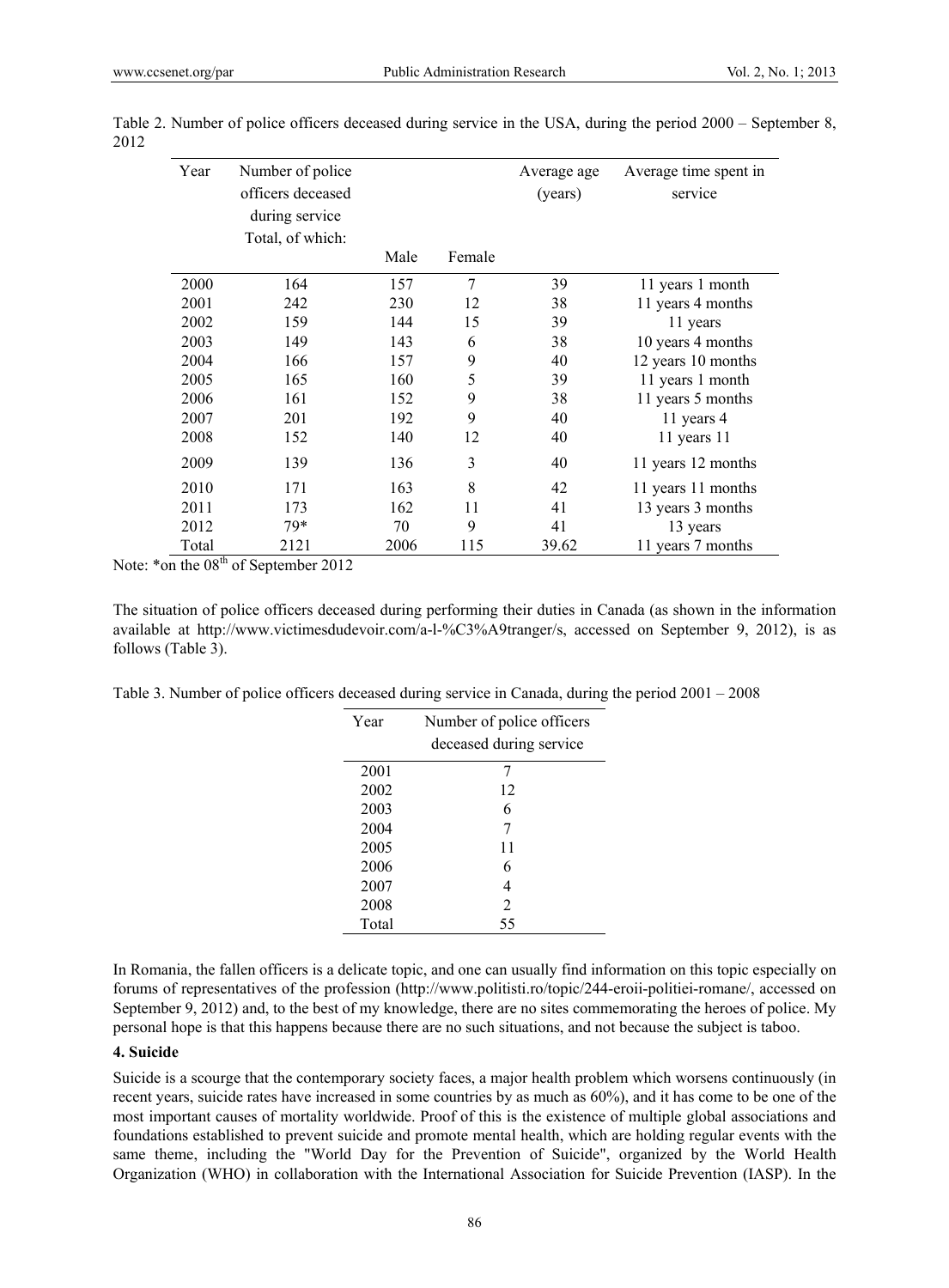Table 2. Number of police officers deceased during service in the USA, during the period 2000 – September 8, 2012

| Year | Number of police officers deceased during service Total, of which: | | | Average age (years) | Average time spent in service |
|---|---|---|---|---|---|
| | | Male | Female | | |
| 2000 | 164 | 157 | 7 | 39 | 11 years 1 month |
| 2001 | 242 | 230 | 12 | 38 | 11 years 4 months |
| 2002 | 159 | 144 | 15 | 39 | 11 years |
| 2003 | 149 | 143 | 6 | 38 | 10 years 4 months |
| 2004 | 166 | 157 | 9 | 40 | 12 years 10 months |
| 2005 | 165 | 160 | 5 | 39 | 11 years 1 month |
| 2006 | 161 | 152 | 9 | 38 | 11 years 5 months |
| 2007 | 201 | 192 | 9 | 40 | 11 years 4 |
| 2008 | 152 | 140 | 12 | 40 | 11 years 11 |
| 2009 | 139 | 136 | 3 | 40 | 11 years 12 months |
| 2010 | 171 | 163 | 8 | 42 | 11 years 11 months |
| 2011 | 173 | 162 | 11 | 41 | 13 years 3 months |
| 2012 | 79* | 70 | 9 | 41 | 13 years |
| Total | 2121 | 2006 | 115 | 39.62 | 11 years 7 months |

Note: *on the 08th of September 2012

The situation of police officers deceased during performing their duties in Canada (as shown in the information available at http://www.victimesdudevoir.com/a-l-%C3%A9tranger/s, accessed on September 9, 2012), is as follows (Table 3).

Table 3. Number of police officers deceased during service in Canada, during the period 2001 – 2008

| Year | Number of police officers deceased during service |
|---|---|
| 2001 | 7 |
| 2002 | 12 |
| 2003 | 6 |
| 2004 | 7 |
| 2005 | 11 |
| 2006 | 6 |
| 2007 | 4 |
| 2008 | 2 |
| Total | 55 |

In Romania, the fallen officers is a delicate topic, and one can usually find information on this topic especially on forums of representatives of the profession (http://www.politisti.ro/topic/244-eroii-politiei-romane/, accessed on September 9, 2012) and, to the best of my knowledge, there are no sites commemorating the heroes of police. My personal hope is that this happens because there are no such situations, and not because the subject is taboo.

### 4. Suicide

Suicide is a scourge that the contemporary society faces, a major health problem which worsens continuously (in recent years, suicide rates have increased in some countries by as much as 60%), and it has come to be one of the most important causes of mortality worldwide. Proof of this is the existence of multiple global associations and foundations established to prevent suicide and promote mental health, which are holding regular events with the same theme, including the "World Day for the Prevention of Suicide", organized by the World Health Organization (WHO) in collaboration with the International Association for Suicide Prevention (IASP). In the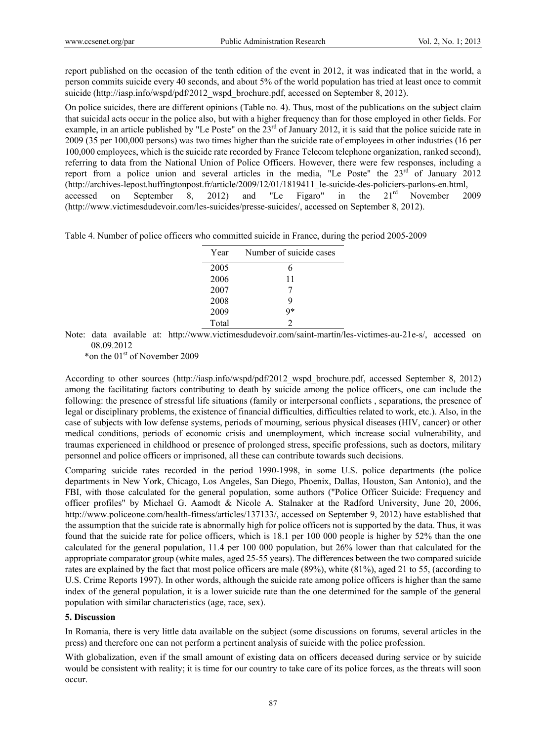report published on the occasion of the tenth edition of the event in 2012, it was indicated that in the world, a person commits suicide every 40 seconds, and about 5% of the world population has tried at least once to commit suicide (http://iasp.info/wspd/pdf/2012_wspd_brochure.pdf, accessed on September 8, 2012).

On police suicides, there are different opinions (Table no. 4). Thus, most of the publications on the subject claim that suicidal acts occur in the police also, but with a higher frequency than for those employed in other fields. For example, in an article published by "Le Poste" on the 23rd of January 2012, it is said that the police suicide rate in 2009 (35 per 100,000 persons) was two times higher than the suicide rate of employees in other industries (16 per 100,000 employees, which is the suicide rate recorded by France Telecom telephone organization, ranked second), referring to data from the National Union of Police Officers. However, there were few responses, including a report from a police union and several articles in the media, "Le Poste" the 23rd of January 2012 (http://archives-lepost.huffingtonpost.fr/article/2009/12/01/1819411_le-suicide-des-policiers-parlons-en.html, accessed on September 8, 2012) and "Le Figaro" in the 21rd November 2009 (http://www.victimesdudevoir.com/les-suicides/presse-suicides/, accessed on September 8, 2012).

Table 4. Number of police officers who committed suicide in France, during the period 2005-2009

| Year | Number of suicide cases |
|---|---|
| 2005 | 6 |
| 2006 | 11 |
| 2007 | 7 |
| 2008 | 9 |
| 2009 | 9* |
| Total | 2 |

Note: data available at: http://www.victimesdudevoir.com/saint-martin/les-victimes-au-21e-s/, accessed on 08.09.2012

*on the 01st of November 2009

According to other sources (http://iasp.info/wspd/pdf/2012_wspd_brochure.pdf, accessed September 8, 2012) among the facilitating factors contributing to death by suicide among the police officers, one can include the following: the presence of stressful life situations (family or interpersonal conflicts , separations, the presence of legal or disciplinary problems, the existence of financial difficulties, difficulties related to work, etc.). Also, in the case of subjects with low defense systems, periods of mourning, serious physical diseases (HIV, cancer) or other medical conditions, periods of economic crisis and unemployment, which increase social vulnerability, and traumas experienced in childhood or presence of prolonged stress, specific professions, such as doctors, military personnel and police officers or imprisoned, all these can contribute towards such decisions.

Comparing suicide rates recorded in the period 1990-1998, in some U.S. police departments (the police departments in New York, Chicago, Los Angeles, San Diego, Phoenix, Dallas, Houston, San Antonio), and the FBI, with those calculated for the general population, some authors ("Police Officer Suicide: Frequency and officer profiles" by Michael G. Aamodt & Nicole A. Stalnaker at the Radford University, June 20, 2006, http://www.policeone.com/health-fitness/articles/137133/, accessed on September 9, 2012) have established that the assumption that the suicide rate is abnormally high for police officers not is supported by the data. Thus, it was found that the suicide rate for police officers, which is 18.1 per 100 000 people is higher by 52% than the one calculated for the general population, 11.4 per 100 000 population, but 26% lower than that calculated for the appropriate comparator group (white males, aged 25-55 years). The differences between the two compared suicide rates are explained by the fact that most police officers are male (89%), white (81%), aged 21 to 55, (according to U.S. Crime Reports 1997). In other words, although the suicide rate among police officers is higher than the same index of the general population, it is a lower suicide rate than the one determined for the sample of the general population with similar characteristics (age, race, sex).

## 5. Discussion

In Romania, there is very little data available on the subject (some discussions on forums, several articles in the press) and therefore one can not perform a pertinent analysis of suicide with the police profession.

With globalization, even if the small amount of existing data on officers deceased during service or by suicide would be consistent with reality; it is time for our country to take care of its police forces, as the threats will soon occur.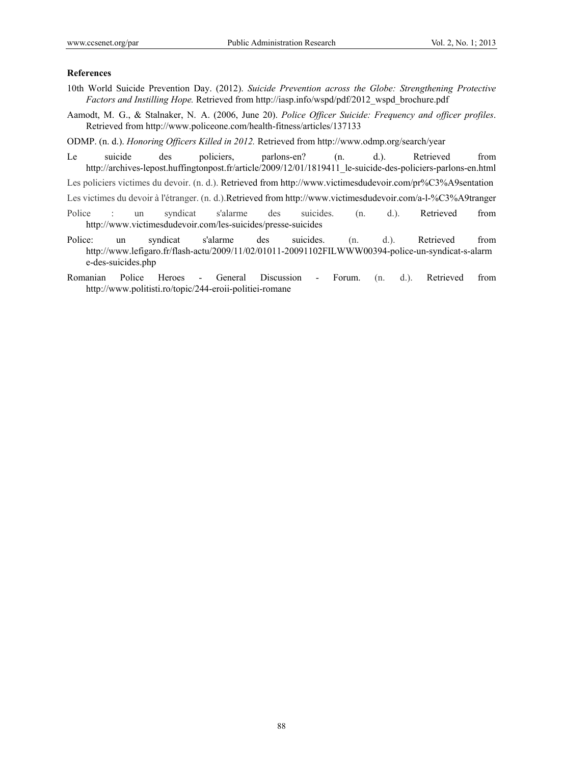**References**

10th World Suicide Prevention Day. (2012). *Suicide Prevention across the Globe: Strengthening Protective Factors and Instilling Hope.* Retrieved from http://iasp.info/wspd/pdf/2012_wspd_brochure.pdf

Aamodt, M. G., & Stalnaker, N. A. (2006, June 20). *Police Officer Suicide: Frequency and officer profiles*. Retrieved from http://www.policeone.com/health-fitness/articles/137133

ODMP. (n. d.). *Honoring Officers Killed in 2012.* Retrieved from http://www.odmp.org/search/year

Le suicide des policiers, parlons-en? (n. d.). Retrieved from http://archives-lepost.huffingtonpost.fr/article/2009/12/01/1819411_le-suicide-des-policiers-parlons-en.html

Les policiers victimes du devoir. (n. d.). Retrieved from http://www.victimesdudevoir.com/pr%C3%A9sentation

Les victimes du devoir à l'étranger. (n. d.).Retrieved from http://www.victimesdudevoir.com/a-l-%C3%A9tranger

Police : un syndicat s'alarme des suicides. (n. d.). Retrieved from http://www.victimesdudevoir.com/les-suicides/presse-suicides

Police: un syndicat s'alarme des suicides. (n. d.). Retrieved from http://www.lefigaro.fr/flash-actu/2009/11/02/01011-20091102FILWWW00394-police-un-syndicat-s-alarme-des-suicides.php

Romanian Police Heroes - General Discussion - Forum. (n. d.). Retrieved from http://www.politisti.ro/topic/244-eroii-politiei-romane